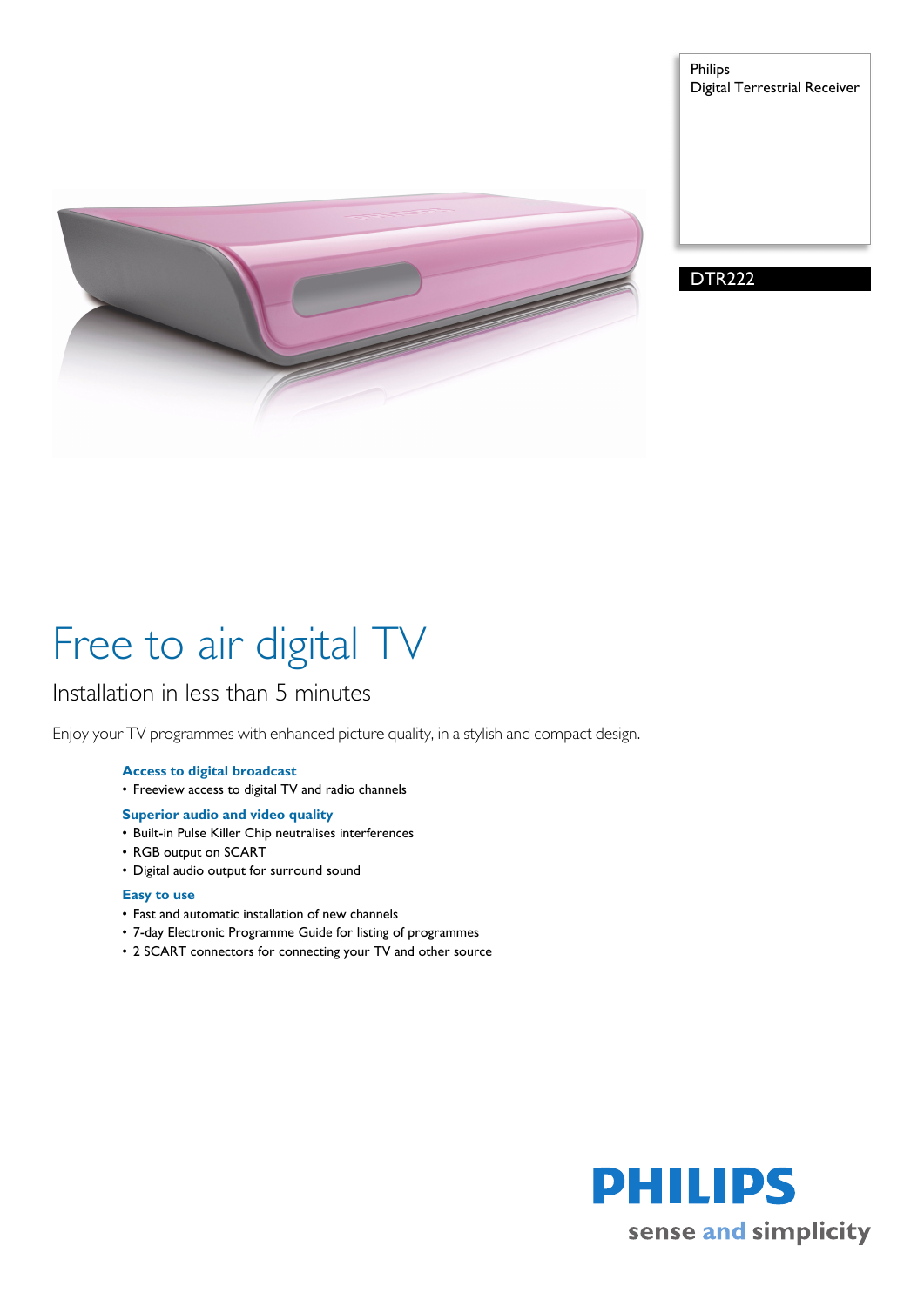Philips
Digital Terrestrial Receiver

DTR222

# Free to air digital TV

## Installation in less than 5 minutes

Enjoy your TV programmes with enhanced picture quality, in a stylish and compact design.

**Access to digital broadcast**
- Freeview access to digital TV and radio channels

**Superior audio and video quality**
- Built-in Pulse Killer Chip neutralises interferences
- RGB output on SCART
- Digital audio output for surround sound

**Easy to use**
- Fast and automatic installation of new channels
- 7-day Electronic Programme Guide for listing of programmes
- 2 SCART connectors for connecting your TV and other source

PHILIPS
sense and simplicity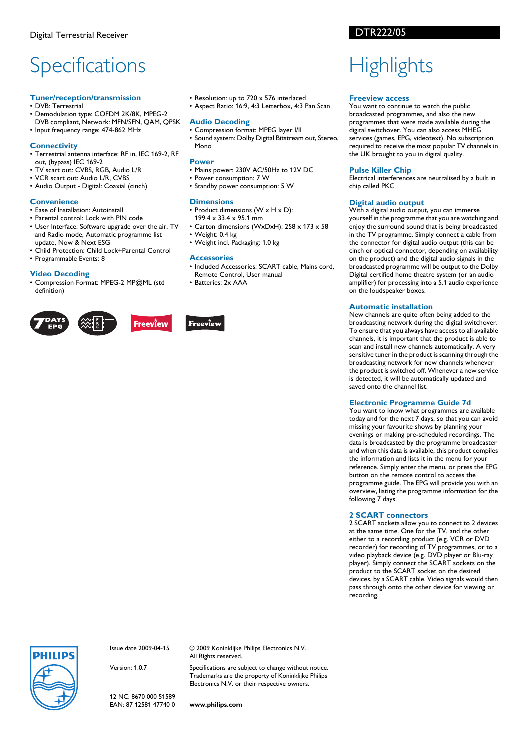Digital Terrestrial Receiver

DTR222/05

# Specifications

## Tuner/reception/transmission
- DVB: Terrestrial
- Demodulation type: COFDM 2K/8K, MPEG-2 DVB compliant, Network: MFN/SFN, QAM, QPSK
- Input frequency range: 474-862 MHz

## Connectivity
- Terrestrial antenna interface: RF in, IEC 169-2, RF out, (bypass) IEC 169-2
- TV scart out: CVBS, RGB, Audio L/R
- VCR scart out: Audio L/R, CVBS
- Audio Output - Digital: Coaxial (cinch)

## Convenience
- Ease of Installation: Autoinstall
- Parental control: Lock with PIN code
- User Interface: Software upgrade over the air, TV and Radio mode, Automatic programme list update, Now & Next ESG
- Child Protection: Child Lock+Parental Control
- Programmable Events: 8

## Video Decoding
- Compression Format: MPEG-2 MP@ML (std definition)
- Resolution: up to 720 x 576 interlaced
- Aspect Ratio: 16:9, 4:3 Letterbox, 4:3 Pan Scan

## Audio Decoding
- Compression format: MPEG layer I/II
- Sound system: Dolby Digital Bitstream out, Stereo, Mono

## Power
- Mains power: 230V AC/50Hz to 12V DC
- Power consumption: 7 W
- Standby power consumption: 5 W

## Dimensions
- Product dimensions (W x H x D): 199.4 x 33.4 x 95.1 mm
- Carton dimensions (WxDxH): 258 x 173 x 58
- Weight: 0.4 kg
- Weight incl. Packaging: 1.0 kg

## Accessories
- Included Accessories: SCART cable, Mains cord, Remote Control, User manual
- Batteries: 2x AAA

# Highlights

## Freeview access
You want to continue to watch the public broadcasted programmes, and also the new programmes that were made available during the digital switchover. You can also access MHEG services (games, EPG, videotext). No subscription required to receive the most popular TV channels in the UK brought to you in digital quality.

## Pulse Killer Chip
Electrical interferences are neutralised by a built in chip called PKC

## Digital audio output
With a digital audio output, you can immerse yourself in the programme that you are watching and enjoy the surround sound that is being broadcasted in the TV programme. Simply connect a cable from the connector for digital audio output (this can be cinch or optical connector, depending on availability on the product) and the digital audio signals in the broadcasted programme will be output to the Dolby Digital certified home theatre system (or an audio amplifier) for processing into a 5.1 audio experience on the loudspeaker boxes.

## Automatic installation
New channels are quite often being added to the broadcasting network during the digital switchover. To ensure that you always have access to all available channels, it is important that the product is able to scan and install new channels automatically. A very sensitive tuner in the product is scanning through the broadcasting network for new channels whenever the product is switched off. Whenever a new service is detected, it will be automatically updated and saved onto the channel list.

## Electronic Programme Guide 7d
You want to know what programmes are available today and for the next 7 days, so that you can avoid missing your favourite shows by planning your evenings or making pre-scheduled recordings. The data is broadcasted by the programme broadcaster and when this data is available, this product compiles the information and lists it in the menu for your reference. Simply enter the menu, or press the EPG button on the remote control to access the programme guide. The EPG will provide you with an overview, listing the programme information for the following 7 days.

## 2 SCART connectors
2 SCART sockets allow you to connect to 2 devices at the same time. One for the TV, and the other either to a recording product (e.g. VCR or DVD recorder) for recording of TV programmes, or to a video playback device (e.g. DVD player or Blu-ray player). Simply connect the SCART sockets on the product to the SCART socket on the desired devices, by a SCART cable. Video signals would then pass through onto the other device for viewing or recording.

Issue date 2009-04-15

Version: 1.0.7

12 NC: 8670 000 51589
EAN: 87 12581 47740 0

© 2009 Koninklijke Philips Electronics N.V.
All Rights reserved.

Specifications are subject to change without notice. Trademarks are the property of Koninklijke Philips Electronics N.V. or their respective owners.

**www.philips.com**